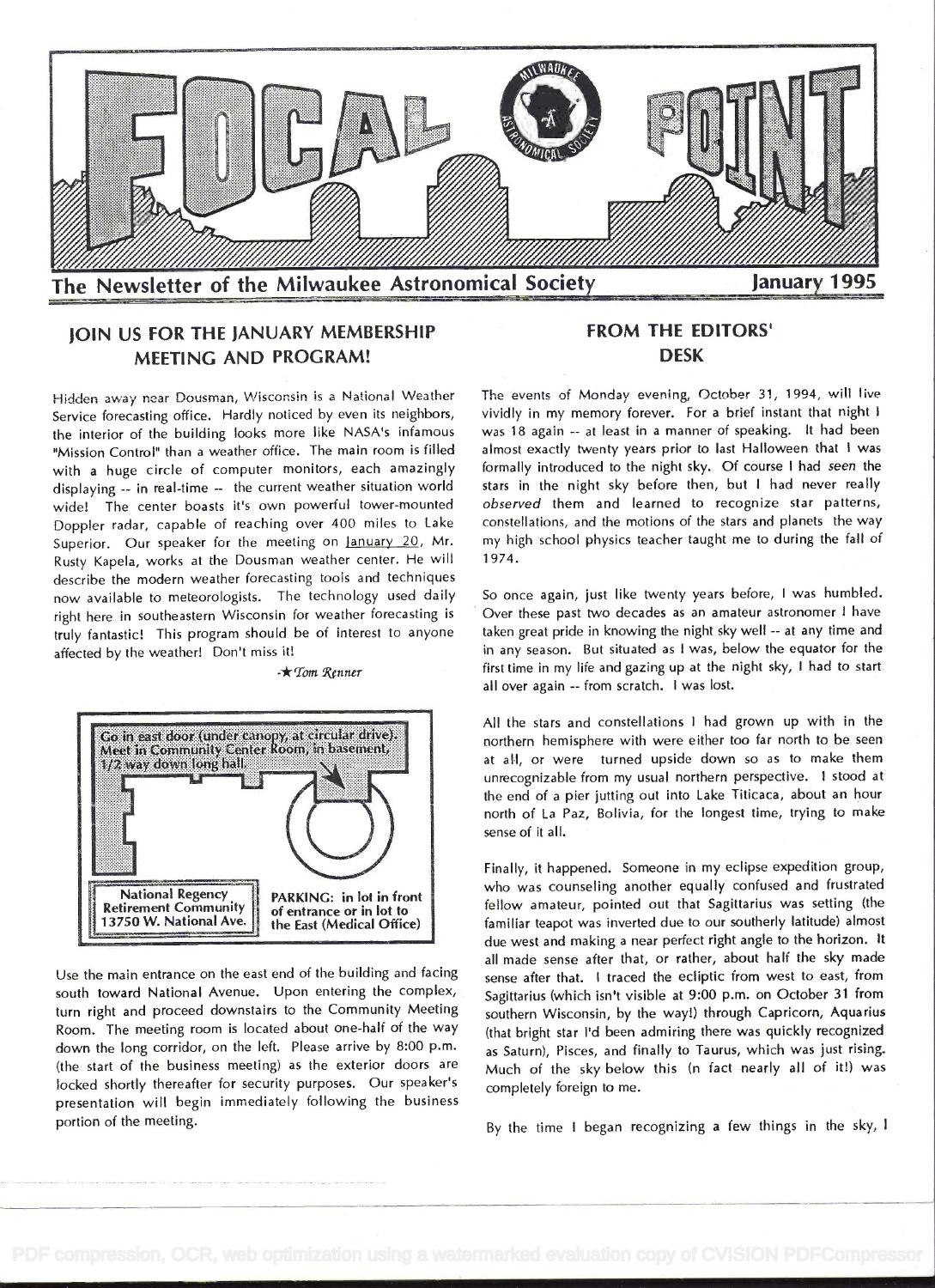# FOCAL POINT

**The Newsletter of the Milwaukee Astronomical Society** — **January 1995**

## JOIN US FOR THE JANUARY MEMBERSHIP MEETING AND PROGRAM!

Hidden away near Dousman, Wisconsin is a National Weather Service forecasting office. Hardly noticed by even its neighbors, the interior of the building looks more like NASA's infamous "Mission Control" than a weather office. The main room is filled with a huge circle of computer monitors, each amazingly displaying -- in real-time -- the current weather situation world wide! The center boasts it's own powerful tower-mounted Doppler radar, capable of reaching over 400 miles to Lake Superior. Our speaker for the meeting on January 20, Mr. Rusty Kapela, works at the Dousman weather center. He will describe the modern weather forecasting tools and techniques now available to meteorologists. The technology used daily right here in southeastern Wisconsin for weather forecasting is truly fantastic! This program should be of interest to anyone affected by the weather! Don't miss it!

-★ *Tom Renner*

Go in east door (under canopy, at circular drive). Meet in Community Center Room, in basement, 1/2 way down long hall.

National Regency Retirement Community 13750 W. National Ave.

PARKING: in lot in front of entrance or in lot to the East (Medical Office)

Use the main entrance on the east end of the building and facing south toward National Avenue. Upon entering the complex, turn right and proceed downstairs to the Community Meeting Room. The meeting room is located about one-half of the way down the long corridor, on the left. Please arrive by 8:00 p.m. (the start of the business meeting) as the exterior doors are locked shortly thereafter for security purposes. Our speaker's presentation will begin immediately following the business portion of the meeting.

## FROM THE EDITORS' DESK

The events of Monday evening, October 31, 1994, will live vividly in my memory forever. For a brief instant that night I was 18 again -- at least in a manner of speaking. It had been almost exactly twenty years prior to last Halloween that I was formally introduced to the night sky. Of course I had *seen* the stars in the night sky before then, but I had never really *observed* them and learned to recognize star patterns, constellations, and the motions of the stars and planets the way my high school physics teacher taught me to during the fall of 1974.

So once again, just like twenty years before, I was humbled. Over these past two decades as an amateur astronomer I have taken great pride in knowing the night sky well -- at any time and in any season. But situated as I was, below the equator for the first time in my life and gazing up at the night sky, I had to start all over again -- from scratch. I was lost.

All the stars and constellations I had grown up with in the northern hemisphere with were either too far north to be seen at all, or were turned upside down so as to make them unrecognizable from my usual northern perspective. I stood at the end of a pier jutting out into Lake Titicaca, about an hour north of La Paz, Bolivia, for the longest time, trying to make sense of it all.

Finally, it happened. Someone in my eclipse expedition group, who was counseling another equally confused and frustrated fellow amateur, pointed out that Sagittarius was setting (the familiar teapot was inverted due to our southerly latitude) almost due west and making a near perfect right angle to the horizon. It all made sense after that, or rather, about half the sky made sense after that. I traced the ecliptic from west to east, from Sagittarius (which isn't visible at 9:00 p.m. on October 31 from southern Wisconsin, by the way!) through Capricorn, Aquarius (that bright star I'd been admiring there was quickly recognized as Saturn), Pisces, and finally to Taurus, which was just rising. Much of the sky below this (n fact nearly all of it!) was completely foreign to me.

By the time I began recognizing a few things in the sky, I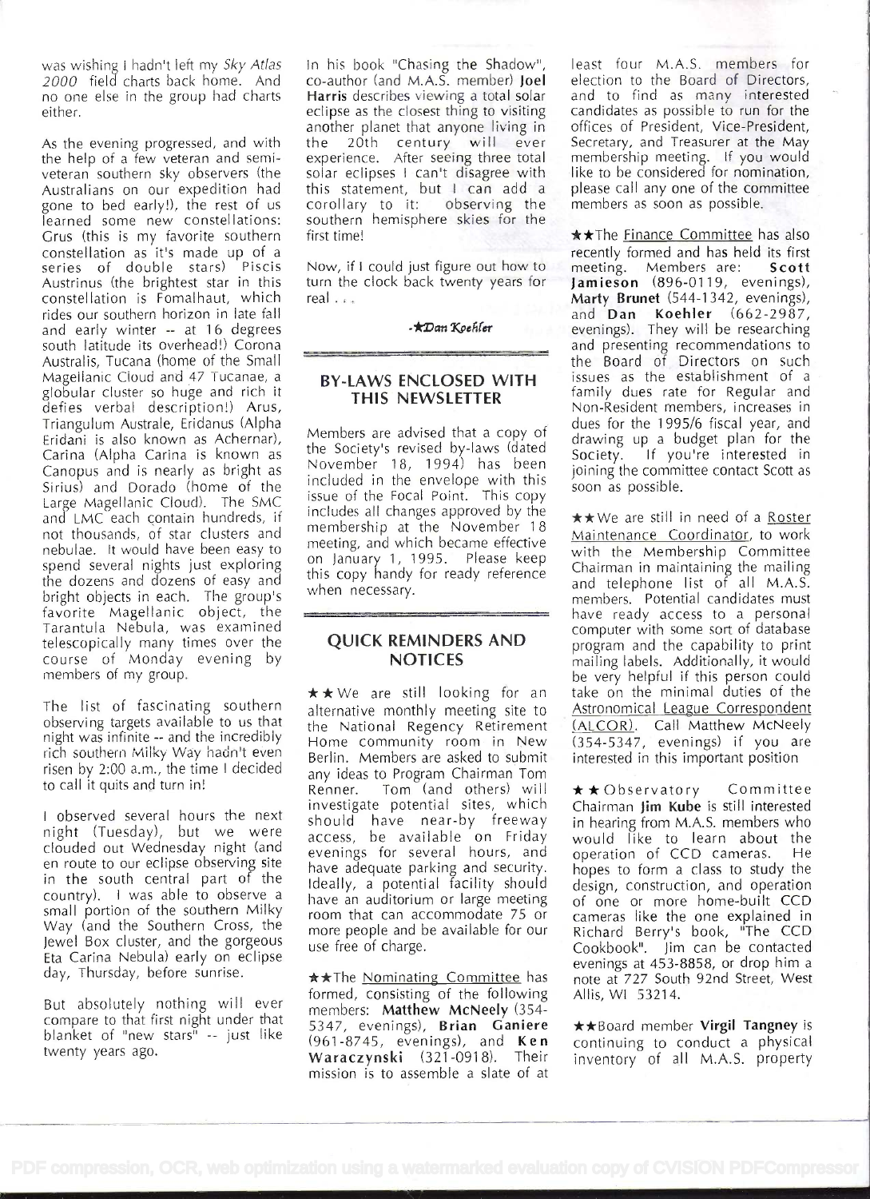was wishing I hadn't left my *Sky Atlas 2000* field charts back home. And no one else in the group had charts either.

As the evening progressed, and with the help of a few veteran and semi-veteran southern sky observers (the Australians on our expedition had gone to bed early!), the rest of us learned some new constellations: Grus (this is my favorite southern constellation as it's made up of a series of double stars) Piscis Austrinus (the brightest star in this constellation is Fomalhaut, which rides our southern horizon in late fall and early winter -- at 16 degrees south latitude its overhead!) Corona Australis, Tucana (home of the Small Magellanic Cloud and 47 Tucanae, a globular cluster so huge and rich it defies verbal description!) Arus, Triangulum Australe, Eridanus (Alpha Eridani is also known as Achernar), Carina (Alpha Carina is known as Canopus and is nearly as bright as Sirius) and Dorado (home of the Large Magellanic Cloud). The SMC and LMC each contain hundreds, if not thousands, of star clusters and nebulae. It would have been easy to spend several nights just exploring the dozens and dozens of easy and bright objects in each. The group's favorite Magellanic object, the Tarantula Nebula, was examined telescopically many times over the course of Monday evening by members of my group.

The list of fascinating southern observing targets available to us that night was infinite -- and the incredibly rich southern Milky Way hadn't even risen by 2:00 a.m., the time I decided to call it quits and turn in!

I observed several hours the next night (Tuesday), but we were clouded out Wednesday night (and en route to our eclipse observing site in the south central part of the country). I was able to observe a small portion of the southern Milky Way (and the Southern Cross, the Jewel Box cluster, and the gorgeous Eta Carina Nebula) early on eclipse day, Thursday, before sunrise.

But absolutely nothing will ever compare to that first night under that blanket of "new stars" -- just like twenty years ago.

In his book "Chasing the Shadow", co-author (and M.A.S. member) **Joel Harris** describes viewing a total solar eclipse as the closest thing to visiting another planet that anyone living in the 20th century will ever experience. After seeing three total solar eclipses I can't disagree with this statement, but I can add a corollary to it: observing the southern hemisphere skies for the first time!

Now, if I could just figure out how to turn the clock back twenty years for real . . .

*-★Dan Koehler*

## BY-LAWS ENCLOSED WITH THIS NEWSLETTER

Members are advised that a copy of the Society's revised by-laws (dated November 18, 1994) has been included in the envelope with this issue of the Focal Point. This copy includes all changes approved by the membership at the November 18 meeting, and which became effective on January 1, 1995. Please keep this copy handy for ready reference when necessary.

## QUICK REMINDERS AND NOTICES

★★We are still looking for an alternative monthly meeting site to the National Regency Retirement Home community room in New Berlin. Members are asked to submit any ideas to Program Chairman Tom Renner. Tom (and others) will investigate potential sites, which should have near-by freeway access, be available on Friday evenings for several hours, and have adequate parking and security. Ideally, a potential facility should have an auditorium or large meeting room that can accommodate 75 or more people and be available for our use free of charge.

★★The Nominating Committee has formed, consisting of the following members: **Matthew McNeely** (354-5347, evenings), **Brian Ganiere** (961-8745, evenings), and **Ken Waraczynski** (321-0918). Their mission is to assemble a slate of at least four M.A.S. members for election to the Board of Directors, and to find as many interested candidates as possible to run for the offices of President, Vice-President, Secretary, and Treasurer at the May membership meeting. If you would like to be considered for nomination, please call any one of the committee members as soon as possible.

★★The Finance Committee has also recently formed and has held its first meeting. Members are: **Scott Jamieson** (896-0119, evenings), **Marty Brunet** (544-1342, evenings), and **Dan Koehler** (662-2987, evenings). They will be researching and presenting recommendations to the Board of Directors on such issues as the establishment of a family dues rate for Regular and Non-Resident members, increases in dues for the 1995/6 fiscal year, and drawing up a budget plan for the Society. If you're interested in joining the committee contact Scott as soon as possible.

★★We are still in need of a Roster Maintenance Coordinator, to work with the Membership Committee Chairman in maintaining the mailing and telephone list of all M.A.S. members. Potential candidates must have ready access to a personal computer with some sort of database program and the capability to print mailing labels. Additionally, it would be very helpful if this person could take on the minimal duties of the Astronomical League Correspondent (ALCOR). Call Matthew McNeely (354-5347, evenings) if you are interested in this important position

★★Observatory Committee Chairman **Jim Kube** is still interested in hearing from M.A.S. members who would like to learn about the operation of CCD cameras. He hopes to form a class to study the design, construction, and operation of one or more home-built CCD cameras like the one explained in Richard Berry's book, "The CCD Cookbook". Jim can be contacted evenings at 453-8858, or drop him a note at 727 South 92nd Street, West Allis, WI 53214.

★★Board member **Virgil Tangney** is continuing to conduct a physical inventory of all M.A.S. property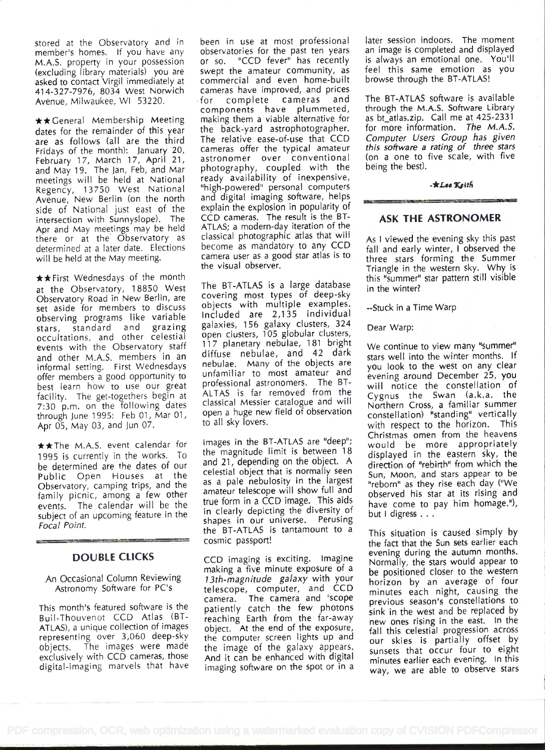stored at the Observatory and in member's homes. If you have any M.A.S. property in your possession (excluding library materials) you are asked to contact Virgil immediately at 414-327-7976, 8034 West Norwich Avenue, Milwaukee, WI 53220.

★★General Membership Meeting dates for the remainder of this year are as follows (all are the third Fridays of the month): January 20, February 17, March 17, April 21, and May 19. The Jan, Feb, and Mar meetings will be held at National Regency, 13750 West National Avenue, New Berlin (on the north side of National just east of the intersection with Sunnyslope). The Apr and May meetings may be held there or at the Observatory as determined at a later date. Elections will be held at the May meeting.

★★First Wednesdays of the month at the Observatory, 18850 West Observatory Road in New Berlin, are set aside for members to discuss observing programs like variable stars, standard and grazing occultations, and other celestial events with the Observatory staff and other M.A.S. members in an informal setting. First Wednesdays offer members a good opportunity to best learn how to use our great facility. The get-togethers begin at 7:30 p.m. on the following dates through June 1995: Feb 01, Mar 01, Apr 05, May 03, and Jun 07.

★★The M.A.S. event calendar for 1995 is currently in the works. To be determined are the dates of our Public Open Houses at the Observatory, camping trips, and the family picnic, among a few other events. The calendar will be the subject of an upcoming feature in the *Focal Point*.

## DOUBLE CLICKS

An Occasional Column Reviewing Astronomy Software for PC's

This month's featured software is the Buil-Thouvenot CCD Atlas (BT-ATLAS), a unique collection of images representing over 3,060 deep-sky objects. The images were made exclusively with CCD cameras, those digital-imaging marvels that have been in use at most professional observatories for the past ten years or so. "CCD fever" has recently swept the amateur community, as commercial and even home-built cameras have improved, and prices for complete cameras and components have plummeted, making them a viable alternative for the back-yard astrophotographer. The relative ease-of-use that CCD cameras offer the typical amateur astronomer over conventional photography, coupled with the ready availability of inexpensive, "high-powered" personal computers and digital imaging software, helps explain the explosion in popularity of CCD cameras. The result is the BT-ATLAS; a modern-day iteration of the classical photographic atlas that will become as mandatory to any CCD camera user as a good star atlas is to the visual observer.

The BT-ATLAS is a large database covering most types of deep-sky objects with multiple examples. Included are 2,135 individual galaxies, 156 galaxy clusters, 324 open clusters, 105 globular clusters, 117 planetary nebulae, 181 bright diffuse nebulae, and 42 dark nebulae. Many of the objects are unfamiliar to most amateur and professional astronomers. The BT-ALTAS is far removed from the classical Messier catalogue and will open a huge new field of observation to all sky lovers.

Images in the BT-ATLAS are "deep"; the magnitude limit is between 18 and 21, depending on the object. A celestial object that is normally seen as a pale nebulosity in the largest amateur telescope will show full and true form in a CCD image. This aids in clearly depicting the diversity of shapes in our universe. Perusing the BT-ATLAS is tantamount to a cosmic passport!

CCD imaging is exciting. Imagine making a five minute exposure of a *13th-magnitude galaxy* with your telescope, computer, and CCD camera. The camera and 'scope patiently catch the few photons reaching Earth from the far-away object. At the end of the exposure, the computer screen lights up and the image of the galaxy appears. And it can be enhanced with digital imaging software on the spot or in a later session indoors. The moment an image is completed and displayed is always an emotional one. You'll feel this same emotion as you browse through the BT-ATLAS!

The BT-ATLAS software is available through the M.A.S. Software Library as bt_atlas.zip. Call me at 425-2331 for more information. *The M.A.S. Computer Users Group has given this software a rating of three stars* (on a one to five scale, with five being the best).

-★*Lee Keith*

## ASK THE ASTRONOMER

As I viewed the evening sky this past fall and early winter, I observed the three stars forming the Summer Triangle in the western sky. Why is this "summer" star pattern still visible in the winter?

--Stuck in a Time Warp

Dear Warp:

We continue to view many "summer" stars well into the winter months. If you look to the west on any clear evening around December 25, you will notice the constellation of Cygnus the Swan (a.k.a. the Northern Cross, a familiar summer constellation) "standing" vertically with respect to the horizon. This Christmas omen from the heavens would be more appropriately displayed in the eastern sky, the direction of "rebirth" from which the Sun, Moon, and stars appear to be "reborn" as they rise each day ("We observed his star at its rising and have come to pay him homage."), but I digress . . .

This situation is caused simply by the fact that the Sun sets earlier each evening during the autumn months. Normally, the stars would appear to be positioned closer to the western horizon by an average of four minutes each night, causing the previous season's constellations to sink in the west and be replaced by new ones rising in the east. In the fall this celestial progression across our skies is partially offset by sunsets that occur four to eight minutes earlier each evening. In this way, we are able to observe stars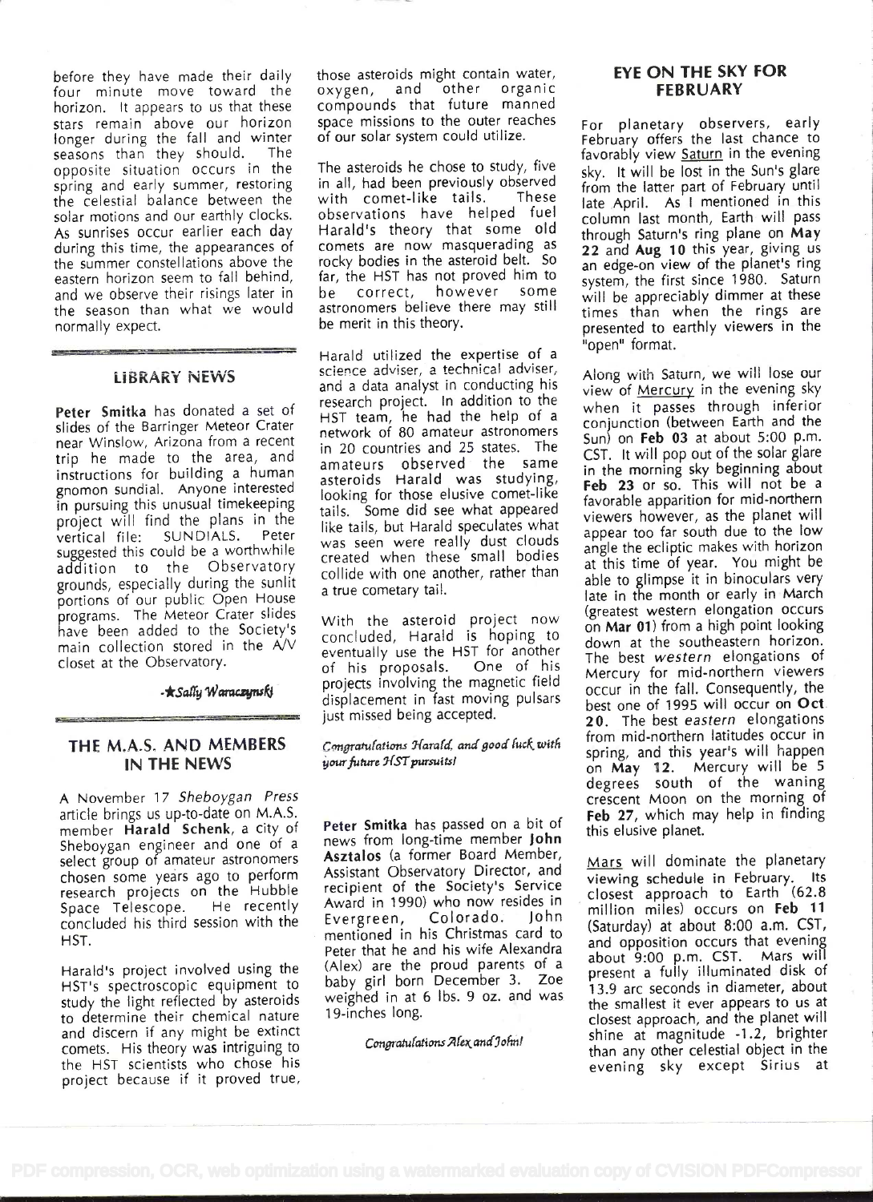before they have made their daily four minute move toward the horizon. It appears to us that these stars remain above our horizon longer during the fall and winter seasons than they should. The opposite situation occurs in the spring and early summer, restoring the celestial balance between the solar motions and our earthly clocks. As sunrises occur earlier each day during this time, the appearances of the summer constellations above the eastern horizon seem to fall behind, and we observe their risings later in the season than what we would normally expect.

## LIBRARY NEWS

**Peter Smitka** has donated a set of slides of the Barringer Meteor Crater near Winslow, Arizona from a recent trip he made to the area, and instructions for building a human gnomon sundial. Anyone interested in pursuing this unusual timekeeping project will find the plans in the vertical file: SUNDIALS. Peter suggested this could be a worthwhile addition to the Observatory grounds, especially during the sunlit portions of our public Open House programs. The Meteor Crater slides have been added to the Society's main collection stored in the A/V closet at the Observatory.

*-★Sally Waraczynski*

## THE M.A.S. AND MEMBERS IN THE NEWS

A November 17 *Sheboygan Press* article brings us up-to-date on M.A.S. member **Harald Schenk**, a city of Sheboygan engineer and one of a select group of amateur astronomers chosen some years ago to perform research projects on the Hubble Space Telescope. He recently concluded his third session with the HST.

Harald's project involved using the HST's spectroscopic equipment to study the light reflected by asteroids to determine their chemical nature and discern if any might be extinct comets. His theory was intriguing to the HST scientists who chose his project because if it proved true, those asteroids might contain water, oxygen, and other organic compounds that future manned space missions to the outer reaches of our solar system could utilize.

The asteroids he chose to study, five in all, had been previously observed with comet-like tails. These observations have helped fuel Harald's theory that some old comets are now masquerading as rocky bodies in the asteroid belt. So far, the HST has not proved him to be correct, however some astronomers believe there may still be merit in this theory.

Harald utilized the expertise of a science adviser, a technical adviser, and a data analyst in conducting his research project. In addition to the HST team, he had the help of a network of 80 amateur astronomers in 20 countries and 25 states. The amateurs observed the same asteroids Harald was studying, looking for those elusive comet-like tails. Some did see what appeared like tails, but Harald speculates what was seen were really dust clouds created when these small bodies collide with one another, rather than a true cometary tail.

With the asteroid project now concluded, Harald is hoping to eventually use the HST for another of his proposals. One of his projects involving the magnetic field displacement in fast moving pulsars just missed being accepted.

*Congratulations Harald, and good luck with your future HST pursuits!*

**Peter Smitka** has passed on a bit of news from long-time member **John Asztalos** (a former Board Member, Assistant Observatory Director, and recipient of the Society's Service Award in 1990) who now resides in Evergreen, Colorado. John mentioned in his Christmas card to Peter that he and his wife Alexandra (Alex) are the proud parents of a baby girl born December 3. Zoe weighed in at 6 lbs. 9 oz. and was 19-inches long.

*Congratulations Alex and John!*

## EYE ON THE SKY FOR FEBRUARY

For planetary observers, early February offers the last chance to favorably view Saturn in the evening sky. It will be lost in the Sun's glare from the latter part of February until late April. As I mentioned in this column last month, Earth will pass through Saturn's ring plane on **May 22** and **Aug 10** this year, giving us an edge-on view of the planet's ring system, the first since 1980. Saturn will be appreciably dimmer at these times than when the rings are presented to earthly viewers in the "open" format.

Along with Saturn, we will lose our view of Mercury in the evening sky when it passes through inferior conjunction (between Earth and the Sun) on **Feb 03** at about 5:00 p.m. CST. It will pop out of the solar glare in the morning sky beginning about **Feb 23** or so. This will not be a favorable apparition for mid-northern viewers however, as the planet will appear too far south due to the low angle the ecliptic makes with horizon at this time of year. You might be able to glimpse it in binoculars very late in the month or early in March (greatest western elongation occurs on **Mar 01**) from a high point looking down at the southeastern horizon. The best *western* elongations of Mercury for mid-northern viewers occur in the fall. Consequently, the best one of 1995 will occur on **Oct 20**. The best *eastern* elongations from mid-northern latitudes occur in spring, and this year's will happen on **May 12**. Mercury will be 5 degrees south of the waning crescent Moon on the morning of **Feb 27**, which may help in finding this elusive planet.

Mars will dominate the planetary viewing schedule in February. Its closest approach to Earth (62.8 million miles) occurs on **Feb 11** (Saturday) at about 8:00 a.m. CST, and opposition occurs that evening about 9:00 p.m. CST. Mars will present a fully illuminated disk of 13.9 arc seconds in diameter, about the smallest it ever appears to us at closest approach, and the planet will shine at magnitude -1.2, brighter than any other celestial object in the evening sky except Sirius at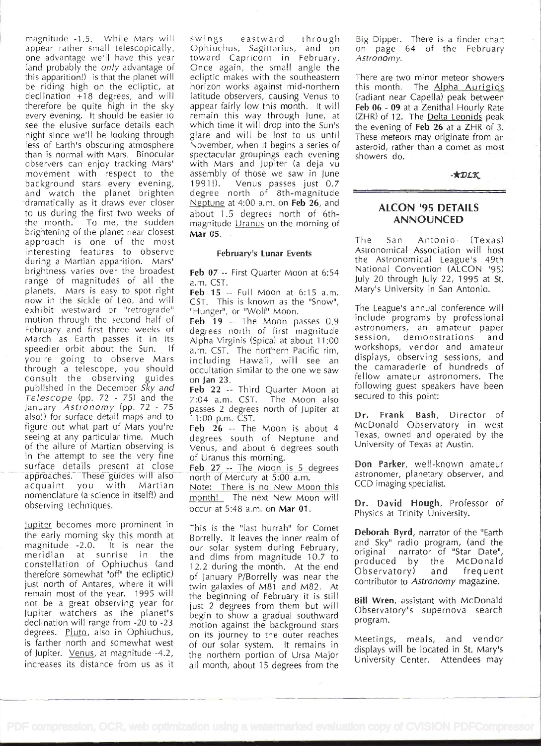magnitude -1.5. While Mars will appear rather small telescopically, one advantage we'll have this year (and probably the *only* advantage of this apparition!) is that the planet will be riding high on the ecliptic, at declination +18 degrees, and will therefore be quite high in the sky every evening. It should be easier to see the elusive surface details each night since we'll be looking through less of Earth's obscuring atmosphere than is normal with Mars. Binocular observers can enjoy tracking Mars' movement with respect to the background stars every evening, and watch the planet brighten dramatically as it draws ever closer to us during the first two weeks of the month. To me, the sudden brightening of the planet near closest approach is one of the most interesting features to observe during a Martian apparition. Mars' brightness varies over the broadest range of magnitudes of all the planets. Mars is easy to spot right now in the sickle of Leo, and will exhibit westward or "retrograde" motion through the second half of February and first three weeks of March as Earth passes it in its speedier orbit about the Sun. If you're going to observe Mars through a telescope, you should consult the observing guides published in the December *Sky and Telescope* (pp. 72 - 75) and the January *Astronomy* (pp. 72 - 75 also!) for surface detail maps and to figure out what part of Mars you're seeing at any particular time. Much of the allure of Martian observing is in the attempt to see the very fine surface details present at close approaches. These guides will also acquaint you with Martian nomenclature (a science in itself!) and observing techniques.

Jupiter becomes more prominent in the early morning sky this month at magnitude -2.0. It is near the meridian at sunrise in the constellation of Ophiuchus (and therefore somewhat "off" the ecliptic) just north of Antares, where it will remain most of the year. 1995 will not be a great observing year for Jupiter watchers as the planet's declination will range from -20 to -23 degrees. Pluto, also in Ophiuchus, is farther north and somewhat west of Jupiter. Venus, at magnitude -4.2, increases its distance from us as it swings eastward through Ophiuchus, Sagittarius, and on toward Capricorn in February. Once again, the small angle the ecliptic makes with the southeastern horizon works against mid-northern latitude observers, causing Venus to appear fairly low this month. It will remain this way through June, at which time it will drop into the Sun's glare and will be lost to us until November, when it begins a series of spectacular groupings each evening with Mars and Jupiter (a deja vu assembly of those we saw in June 1991!). Venus passes just 0.7 degree north of 8th-magnitude Neptune at 4:00 a.m. on **Feb 26**, and about 1.5 degrees north of 6th-magnitude Uranus on the morning of **Mar 05**.

### February's Lunar Events

**Feb 07** -- First Quarter Moon at 6:54 a.m. CST.

**Feb 15** -- Full Moon at 6:15 a.m. CST. This is known as the "Snow", "Hunger", or "Wolf" Moon.

**Feb 19** -- The Moon passes 0.9 degrees north of first magnitude Alpha Virginis (Spica) at about 11:00 a.m. CST. The northern Pacific rim, including Hawaii, will see an occultation similar to the one we saw on **Jan 23**.

**Feb 22** -- Third Quarter Moon at 7:04 a.m. CST. The Moon also passes 2 degrees north of Jupiter at 11:00 p.m. CST.

**Feb 26** -- The Moon is about 4 degrees south of Neptune and Venus, and about 6 degrees south of Uranus this morning.

**Feb 27** -- The Moon is 5 degrees north of Mercury at 5:00 a.m.

Note: There is no New Moon this month! The next New Moon will occur at 5:48 a.m. on **Mar 01**.

This is the "last hurrah" for Comet Borrelly. It leaves the inner realm of our solar system during February, and dims from magnitude 10.7 to 12.2 during the month. At the end of January P/Borrelly was near the twin galaxies of M81 and M82. At the beginning of February it is still just 2 degrees from them but will begin to show a gradual southward motion against the background stars on its journey to the outer reaches of our solar system. It remains in the northern portion of Ursa Major all month, about 15 degrees from the Big Dipper. There is a finder chart on page 64 of the February *Astronomy*.

There are two minor meteor showers this month. The Alpha Aurigids (radiant near Capella) peak between **Feb 06 - 09** at a Zenithal Hourly Rate (ZHR) of 12. The Delta Leonids peak the evening of **Feb 26** at a ZHR of 3. These meteors may originate from an asteroid, rather than a comet as most showers do.

-*DLK*

## ALCON '95 DETAILS ANNOUNCED

The San Antonio (Texas) Astronomical Association will host the Astronomical League's 49th National Convention (ALCON '95) July 20 through July 22, 1995 at St. Mary's University in San Antonio.

The League's annual conference will include programs by professional astronomers, an amateur paper session, demonstrations and workshops, vendor and amateur displays, observing sessions, and the camaraderie of hundreds of fellow amateur astronomers. The following guest speakers have been secured to this point:

**Dr. Frank Bash**, Director of McDonald Observatory in west Texas, owned and operated by the University of Texas at Austin.

**Don Parker**, well-known amateur astronomer, planetary observer, and CCD imaging specialist.

**Dr. David Hough**, Professor of Physics at Trinity University.

**Deborah Byrd**, narrator of the "Earth and Sky" radio program, (and the original narrator of "Star Date", produced by the McDonald Observatory) and frequent contributor to *Astronomy* magazine.

**Bill Wren**, assistant with McDonald Observatory's supernova search program.

Meetings, meals, and vendor displays will be located in St. Mary's University Center. Attendees may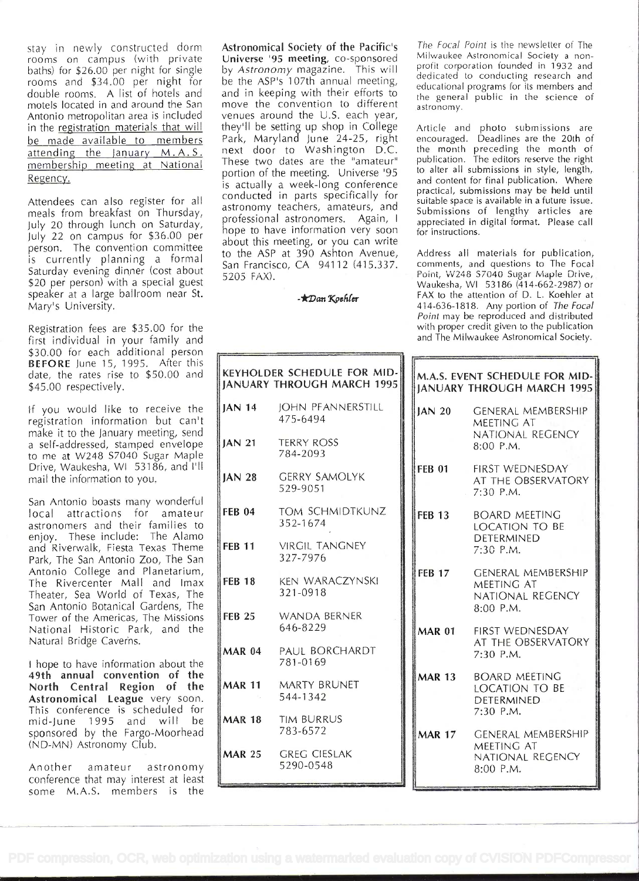stay in newly constructed dorm rooms on campus (with private baths) for $26.00 per night for single rooms and $34.00 per night for double rooms. A list of hotels and motels located in and around the San Antonio metropolitan area is included in the registration materials that will be made available to members attending the January M.A.S. membership meeting at National Regency.

Attendees can also register for all meals from breakfast on Thursday, July 20 through lunch on Saturday, July 22 on campus for $36.00 per person. The convention committee is currently planning a formal Saturday evening dinner (cost about $20 per person) with a special guest speaker at a large ballroom near St. Mary's University.

Registration fees are $35.00 for the first individual in your family and $30.00 for each additional person **BEFORE** June 15, 1995. After this date, the rates rise to $50.00 and $45.00 respectively.

If you would like to receive the registration information but can't make it to the January meeting, send a self-addressed, stamped envelope to me at W248 S7040 Sugar Maple Drive, Waukesha, WI 53186, and I'll mail the information to you.

San Antonio boasts many wonderful local attractions for amateur astronomers and their families to enjoy. These include: The Alamo and Riverwalk, Fiesta Texas Theme Park, The San Antonio Zoo, The San Antonio College and Planetarium, The Rivercenter Mall and Imax Theater, Sea World of Texas, The San Antonio Botanical Gardens, The Tower of the Americas, The Missions National Historic Park, and the Natural Bridge Caverns.

I hope to have information about the **49th annual convention of the North Central Region of the Astronomical League** very soon. This conference is scheduled for mid-June 1995 and will be sponsored by the Fargo-Moorhead (ND-MN) Astronomy Club.

Another amateur astronomy conference that may interest at least some M.A.S. members is the **Astronomical Society of the Pacific's Universe '95 meeting**, co-sponsored by *Astronomy* magazine. This will be the ASP's 107th annual meeting, and in keeping with their efforts to move the convention to different venues around the U.S. each year, they'll be setting up shop in College Park, Maryland June 24-25, right next door to Washington D.C. These two dates are the "amateur" portion of the meeting. Universe '95 is actually a week-long conference conducted in parts specifically for astronomy teachers, amateurs, and professional astronomers. Again, I hope to have information very soon about this meeting, or you can write to the ASP at 390 Ashton Avenue, San Francisco, CA 94112 (415.337.5205 FAX).

-★Dan Koehler

*The Focal Point* is the newsletter of The Milwaukee Astronomical Society a non-profit corporation founded in 1932 and dedicated to conducting research and educational programs for its members and the general public in the science of astronomy.

Article and photo submissions are encouraged. Deadlines are the 20th of the month preceding the month of publication. The editors reserve the right to alter all submissions in style, length, and content for final publication. Where practical, submissions may be held until suitable space is available in a future issue. Submissions of lengthy articles are appreciated in digital format. Please call for instructions.

Address all materials for publication, comments, and questions to The Focal Point, W248 S7040 Sugar Maple Drive, Waukesha, WI 53186 (414-662-2987) or FAX to the attention of D. L. Koehler at 414-636-1818. Any portion of *The Focal Point* may be reproduced and distributed with proper credit given to the publication and The Milwaukee Astronomical Society.

## KEYHOLDER SCHEDULE FOR MID-JANUARY THROUGH MARCH 1995

| | |
|---|---|
| JAN 14 | JOHN PFANNERSTILL 475-6494 |
| JAN 21 | TERRY ROSS 784-2093 |
| JAN 28 | GERRY SAMOLYK 529-9051 |
| FEB 04 | TOM SCHMIDTKUNZ 352-1674 |
| FEB 11 | VIRGIL TANGNEY 327-7976 |
| FEB 18 | KEN WARACZYNSKI 321-0918 |
| FEB 25 | WANDA BERNER 646-8229 |
| MAR 04 | PAUL BORCHARDT 781-0169 |
| MAR 11 | MARTY BRUNET 544-1342 |
| MAR 18 | TIM BURRUS 783-6572 |
| MAR 25 | GREG CIESLAK 5290-0548 |

## M.A.S. EVENT SCHEDULE FOR MID-JANUARY THROUGH MARCH 1995

| | |
|---|---|
| JAN 20 | GENERAL MEMBERSHIP MEETING AT NATIONAL REGENCY 8:00 P.M. |
| FEB 01 | FIRST WEDNESDAY AT THE OBSERVATORY 7:30 P.M. |
| FEB 13 | BOARD MEETING LOCATION TO BE DETERMINED 7:30 P.M. |
| FEB 17 | GENERAL MEMBERSHIP MEETING AT NATIONAL REGENCY 8:00 P.M. |
| MAR 01 | FIRST WEDNESDAY AT THE OBSERVATORY 7:30 P.M. |
| MAR 13 | BOARD MEETING LOCATION TO BE DETERMINED 7:30 P.M. |
| MAR 17 | GENERAL MEMBERSHIP MEETING AT NATIONAL REGENCY 8:00 P.M. |